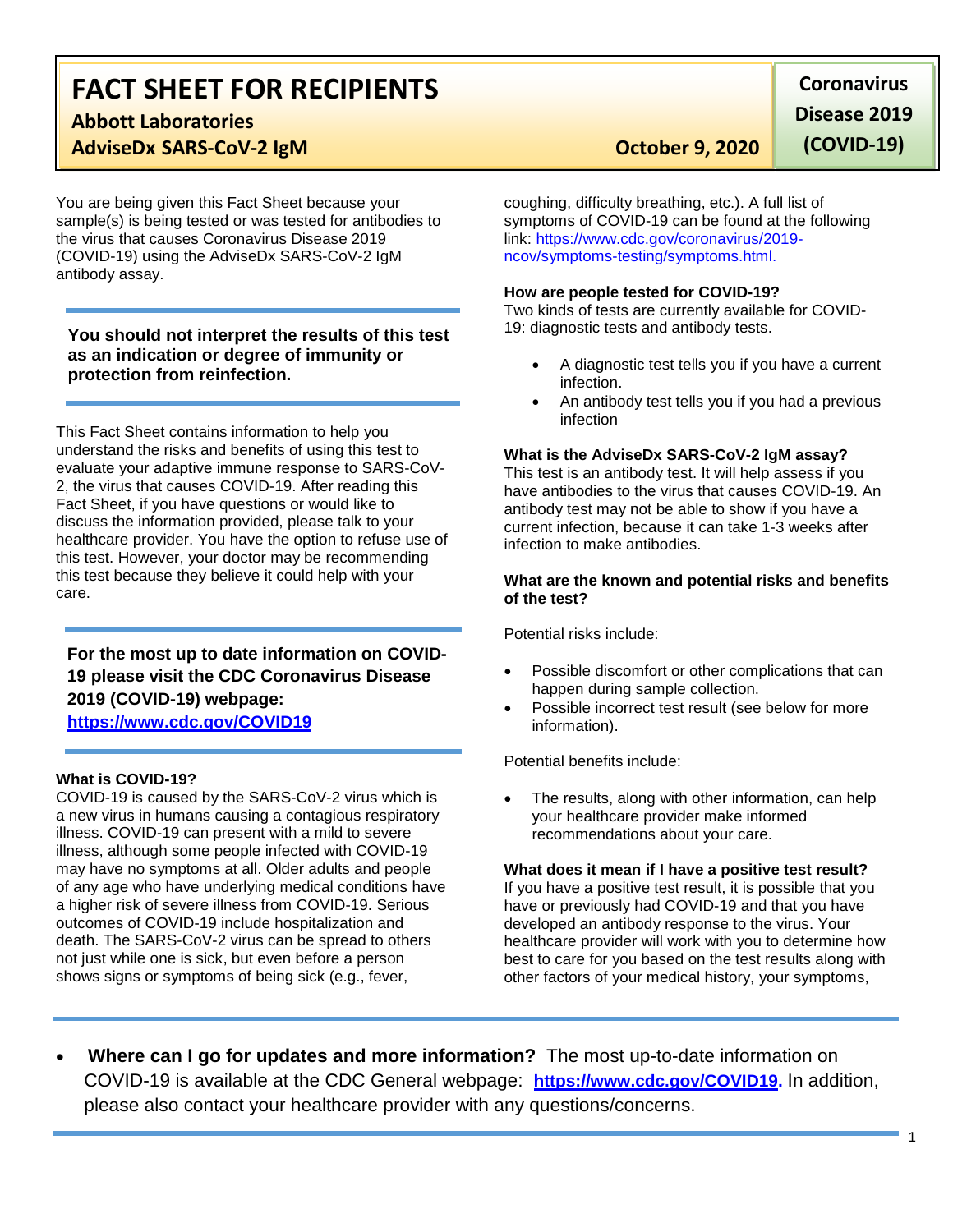# FACT SHEET FOR RECIPIENTS

**Abbott Laboratories**

**AdviseDx SARS-CoV-2 IgM**

**October 9, 2020**

**Coronavirus Disease 2019 (COVID-19)**

You are being given this Fact Sheet because your sample(s) is being tested or was tested for antibodies to the virus that causes Coronavirus Disease 2019 (COVID-19) using the AdviseDx SARS-CoV-2 IgM antibody assay.

**You should not interpret the results of this test as an indication or degree of immunity or protection from reinfection.**

This Fact Sheet contains information to help you understand the risks and benefits of using this test to evaluate your adaptive immune response to SARS-CoV-2, the virus that causes COVID-19. After reading this Fact Sheet, if you have questions or would like to discuss the information provided, please talk to your healthcare provider. You have the option to refuse use of this test. However, your doctor may be recommending this test because they believe it could help with your care.

**For the most up to date information on COVID-19 please visit the CDC Coronavirus Disease 2019 (COVID-19) webpage:**
**https://www.cdc.gov/COVID19**

### What is COVID-19?

COVID-19 is caused by the SARS-CoV-2 virus which is a new virus in humans causing a contagious respiratory illness. COVID-19 can present with a mild to severe illness, although some people infected with COVID-19 may have no symptoms at all. Older adults and people of any age who have underlying medical conditions have a higher risk of severe illness from COVID-19. Serious outcomes of COVID-19 include hospitalization and death. The SARS-CoV-2 virus can be spread to others not just while one is sick, but even before a person shows signs or symptoms of being sick (e.g., fever, coughing, difficulty breathing, etc.). A full list of symptoms of COVID-19 can be found at the following link: https://www.cdc.gov/coronavirus/2019-ncov/symptoms-testing/symptoms.html.

### How are people tested for COVID-19?

Two kinds of tests are currently available for COVID-19: diagnostic tests and antibody tests.

- A diagnostic test tells you if you have a current infection.
- An antibody test tells you if you had a previous infection

### What is the AdviseDx SARS-CoV-2 IgM assay?

This test is an antibody test. It will help assess if you have antibodies to the virus that causes COVID-19. An antibody test may not be able to show if you have a current infection, because it can take 1-3 weeks after infection to make antibodies.

### What are the known and potential risks and benefits of the test?

Potential risks include:

- Possible discomfort or other complications that can happen during sample collection.
- Possible incorrect test result (see below for more information).

Potential benefits include:

- The results, along with other information, can help your healthcare provider make informed recommendations about your care.

### What does it mean if I have a positive test result?

If you have a positive test result, it is possible that you have or previously had COVID-19 and that you have developed an antibody response to the virus. Your healthcare provider will work with you to determine how best to care for you based on the test results along with other factors of your medical history, your symptoms,

- **Where can I go for updates and more information?** The most up-to-date information on COVID-19 is available at the CDC General webpage: **https://www.cdc.gov/COVID19.** In addition, please also contact your healthcare provider with any questions/concerns.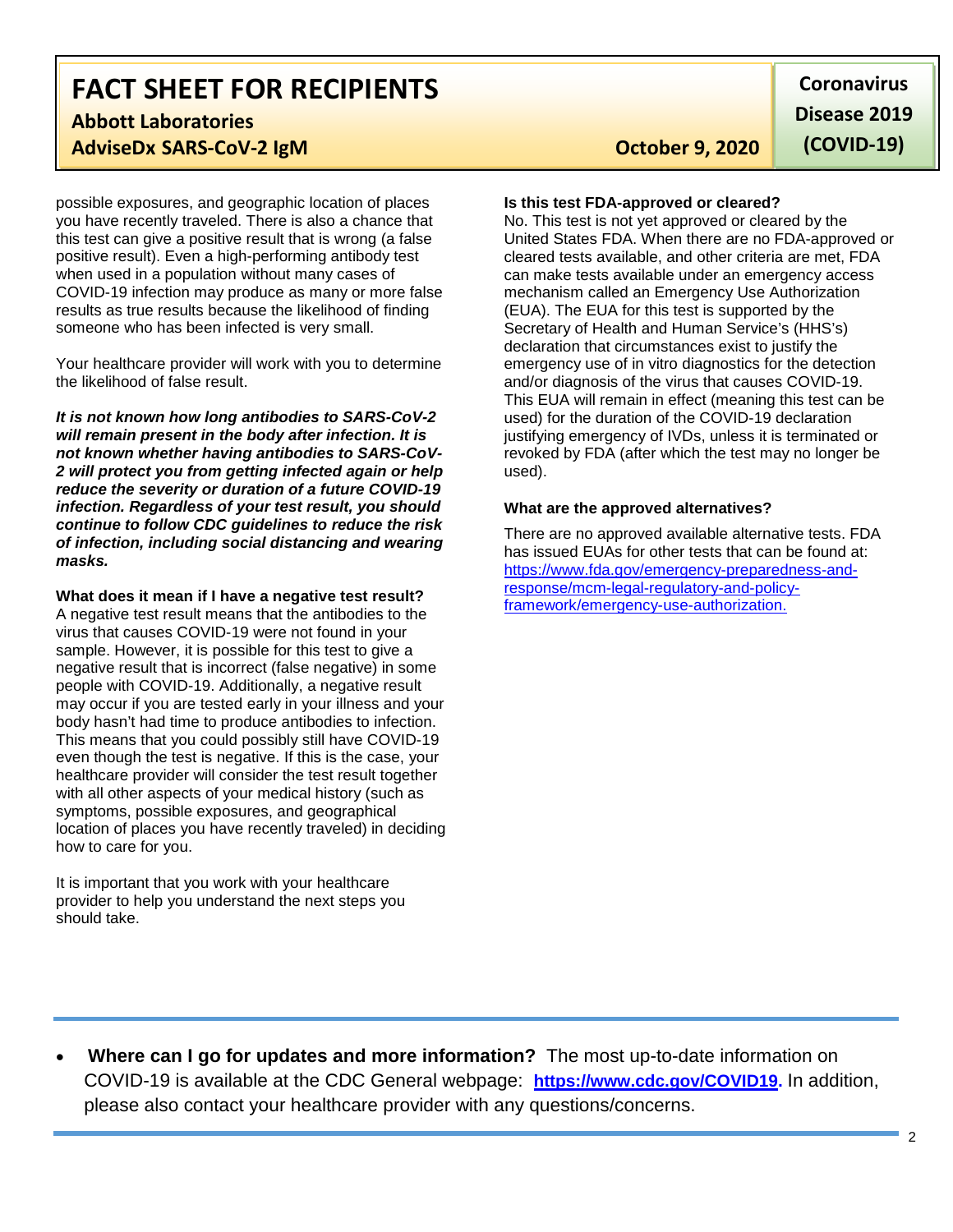possible exposures, and geographic location of places you have recently traveled. There is also a chance that this test can give a positive result that is wrong (a false positive result). Even a high-performing antibody test when used in a population without many cases of COVID-19 infection may produce as many or more false results as true results because the likelihood of finding someone who has been infected is very small.

Your healthcare provider will work with you to determine the likelihood of false result.

***It is not known how long antibodies to SARS-CoV-2 will remain present in the body after infection. It is not known whether having antibodies to SARS-CoV-2 will protect you from getting infected again or help reduce the severity or duration of a future COVID-19 infection. Regardless of your test result, you should continue to follow CDC guidelines to reduce the risk of infection, including social distancing and wearing masks.***

**What does it mean if I have a negative test result?**

A negative test result means that the antibodies to the virus that causes COVID-19 were not found in your sample. However, it is possible for this test to give a negative result that is incorrect (false negative) in some people with COVID-19. Additionally, a negative result may occur if you are tested early in your illness and your body hasn't had time to produce antibodies to infection. This means that you could possibly still have COVID-19 even though the test is negative. If this is the case, your healthcare provider will consider the test result together with all other aspects of your medical history (such as symptoms, possible exposures, and geographical location of places you have recently traveled) in deciding how to care for you.

It is important that you work with your healthcare provider to help you understand the next steps you should take.

**Is this test FDA-approved or cleared?**

No. This test is not yet approved or cleared by the United States FDA. When there are no FDA-approved or cleared tests available, and other criteria are met, FDA can make tests available under an emergency access mechanism called an Emergency Use Authorization (EUA). The EUA for this test is supported by the Secretary of Health and Human Service's (HHS's) declaration that circumstances exist to justify the emergency use of in vitro diagnostics for the detection and/or diagnosis of the virus that causes COVID-19. This EUA will remain in effect (meaning this test can be used) for the duration of the COVID-19 declaration justifying emergency of IVDs, unless it is terminated or revoked by FDA (after which the test may no longer be used).

**What are the approved alternatives?**

There are no approved available alternative tests. FDA has issued EUAs for other tests that can be found at: [https://www.fda.gov/emergency-preparedness-and-response/mcm-legal-regulatory-and-policy-framework/emergency-use-authorization.](https://www.fda.gov/emergency-preparedness-and-response/mcm-legal-regulatory-and-policy-framework/emergency-use-authorization)

- **Where can I go for updates and more information?** The most up-to-date information on COVID-19 is available at the CDC General webpage: **[https://www.cdc.gov/COVID19](https://www.cdc.gov/COVID19).** In addition, please also contact your healthcare provider with any questions/concerns.